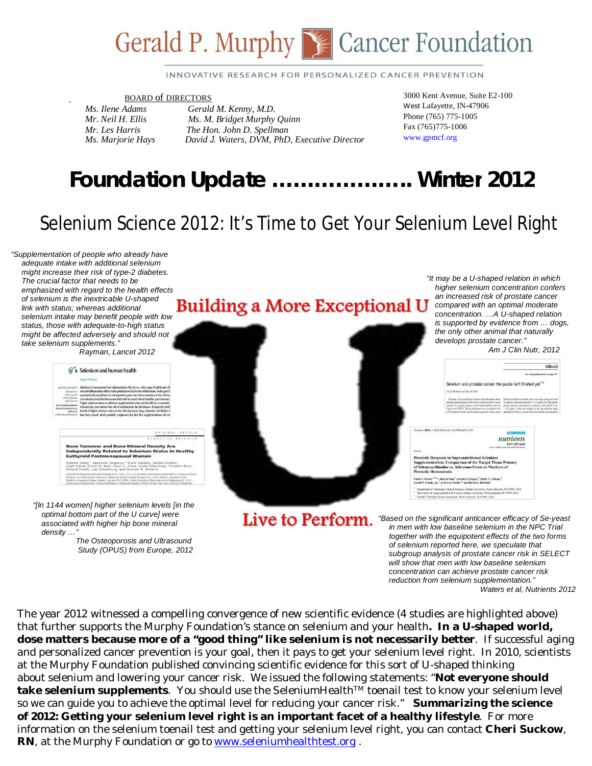# Gerald P. Murphy Cancer Foundation

INNOVATIVE RESEARCH FOR PERSONALIZED CANCER PREVENTION

BOARD of DIRECTORS

*Ms. Ilene Adams*
*Mr. Neil H. Ellis*
*Mr. Les Harris*
*Ms. Marjorie Hays*
*Gerald M. Kenny, M.D.*
*Ms. M. Bridget Murphy Quinn*
*The Hon. John D. Spellman*
*David J. Waters, DVM, PhD, Executive Director*

3000 Kent Avenue, Suite E2-100
West Lafayette, IN-47906
Phone (765) 775-1005
Fax (765)775-1006
www.gpmcf.org

# Foundation Update ……………….. Winter 2012

## Selenium Science 2012: It's Time to Get Your Selenium Level Right

*"Supplementation of people who already have adequate intake with additional selenium might increase their risk of type-2 diabetes. The crucial factor that needs to be emphasized with regard to the health effects of selenium is the inextricable U-shaped link with status; whereas additional selenium intake may benefit people with low status, those with adequate-to-high status might be affected adversely and should not take selenium supplements."*
*Rayman, Lancet 2012*

**Building a More Exceptional U**

*"It may be a U-shaped relation in which higher selenium concentration confers an increased risk of prostate cancer compared with an optimal moderate concentration. …A U-shaped relation is supported by evidence from … dogs, the only other animal that naturally develops prostate cancer."*
*Am J Clin Nutr, 2012*

*"[In 1144 women] higher selenium levels [in the optimal bottom part of the U curve] were associated with higher hip bone mineral density …"*
*The Osteoporosis and Ultrasound Study (OPUS) from Europe, 2012*

**Live to Perform.**

*"Based on the significant anticancer efficacy of Se-yeast in men with low baseline selenium in the NPC Trial together with the equipotent effects of the two forms of selenium reported here, we speculate that subgroup analysis of prostate cancer risk in SELECT will show that men with low baseline selenium concentration can achieve prostate cancer risk reduction from selenium supplementation."*
*Waters et al, Nutrients 2012*

The year 2012 witnessed a compelling convergence of new scientific evidence (4 studies are highlighted above) that further supports the Murphy Foundation's stance on selenium and your health**. In a U-shaped world, dose matters because more of a "good thing" like selenium is not necessarily better**. If successful aging and personalized cancer prevention is your goal, then it pays to get your selenium level right. In 2010, scientists at the Murphy Foundation published convincing scientific evidence for this sort of U-shaped thinking about selenium and lowering your cancer risk. We issued the following statements: "**Not everyone should take selenium supplements**. You should use the SeleniumHealth™ toenail test to know your selenium level so we can guide you to achieve the optimal level for reducing your cancer risk." **Summarizing the science of 2012: Getting your selenium level right is an important facet of a healthy lifestyle**. For more information on the selenium toenail test and getting your selenium level right, you can contact **Cheri Suckow**, **RN**, at the Murphy Foundation or go to www.seleniumhealthtest.org .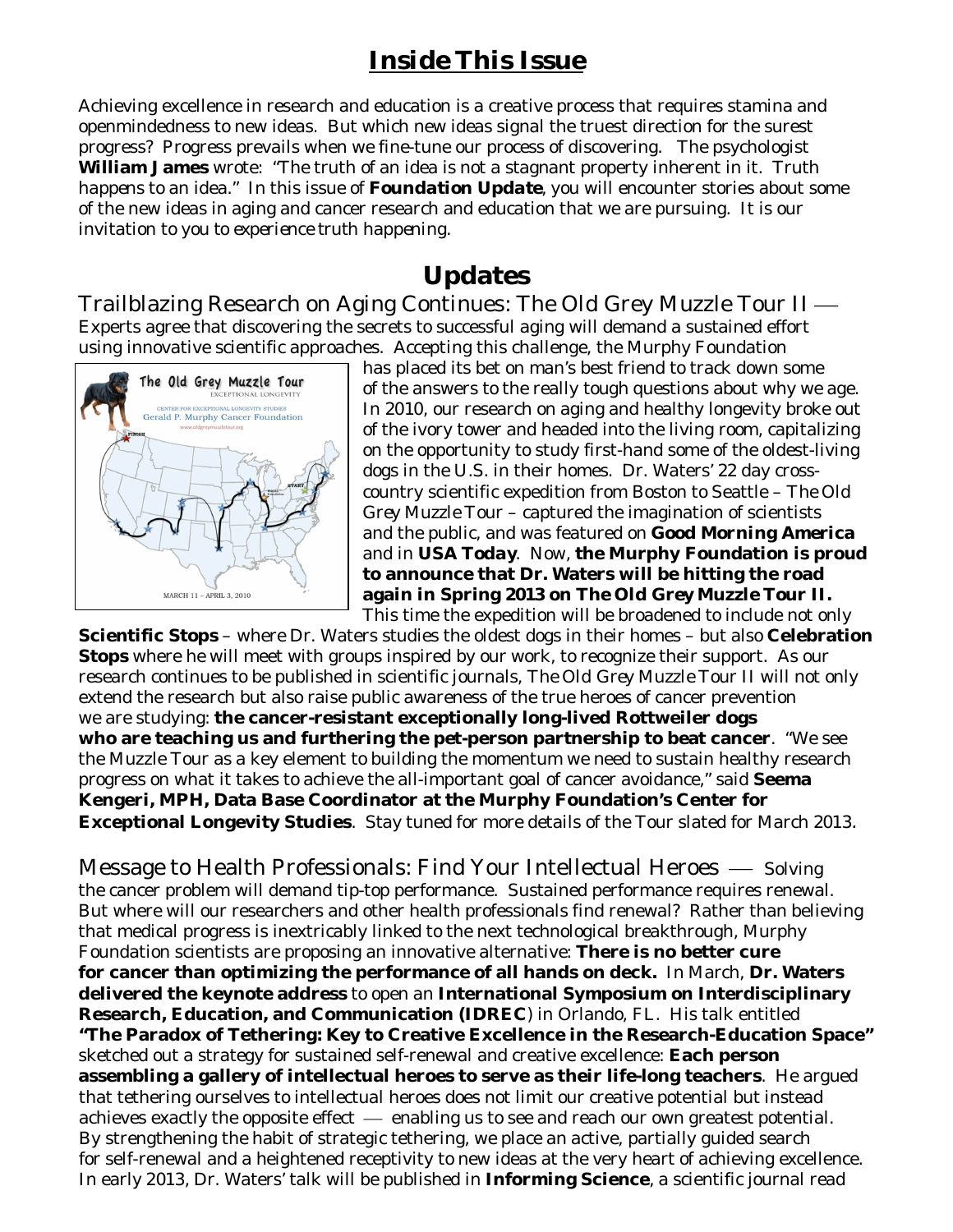# Inside This Issue

Achieving excellence in research and education is a creative process that requires stamina and openmindedness to new ideas. But which new ideas signal the truest direction for the surest progress? Progress prevails when we fine-tune our process of discovering. The psychologist **William James** wrote: "The truth of an idea is not a stagnant property inherent in it. Truth happens to an idea." In this issue of ***Foundation Update***, you will encounter stories about some of the new ideas in aging and cancer research and education that we are pursuing. It is our invitation to you to *experience* truth happening.

# Updates

Trailblazing Research on Aging Continues: The Old Grey Muzzle Tour II — Experts agree that discovering the secrets to successful aging will demand a sustained effort using innovative scientific approaches. Accepting this challenge, the Murphy Foundation has placed its bet on man's best friend to track down some of the answers to the really tough questions about why we age. In 2010, our research on aging and healthy longevity broke out of the ivory tower and headed into the living room, capitalizing on the opportunity to study first-hand some of the oldest-living dogs in the U.S. in their homes. Dr. Waters' 22 day cross-country scientific expedition from Boston to Seattle – *The Old Grey Muzzle Tour* – captured the imagination of scientists and the public, and was featured on **Good Morning America** and in ***USA Today***. Now, **the Murphy Foundation is proud to announce that Dr. Waters will be hitting the road again in Spring 2013 on *The Old Grey Muzzle Tour II*.** This time the expedition will be broadened to include not only **Scientific Stops** – where Dr. Waters studies the oldest dogs in their homes – but also **Celebration Stops** where he will meet with groups inspired by our work, to recognize their support. As our research continues to be published in scientific journals, *The Old Grey Muzzle Tour II* will not only extend the research but also raise public awareness of the true heroes of cancer prevention we are studying: **the cancer-resistant exceptionally long-lived Rottweiler dogs who are teaching us and furthering the pet-person partnership to beat cancer**. "We see the Muzzle Tour as a key element to building the momentum we need to sustain healthy research progress on what it takes to achieve the all-important goal of cancer avoidance," said **Seema Kengeri, MPH, Data Base Coordinator at the Murphy Foundation's Center for Exceptional Longevity Studies**. Stay tuned for more details of the Tour slated for March 2013.

Message to Health Professionals: Find Your Intellectual Heroes — Solving the cancer problem will demand tip-top performance. Sustained performance requires renewal. But where will our researchers and other health professionals find renewal? Rather than believing that medical progress is inextricably linked to the next technological breakthrough, Murphy Foundation scientists are proposing an innovative alternative: **There is no better cure for cancer than optimizing the performance of all hands on deck.** In March, **Dr. Waters delivered the keynote address** to open an **International Symposium on Interdisciplinary Research, Education, and Communication (IDREC**) in Orlando, FL. His talk entitled **"The Paradox of Tethering: Key to Creative Excellence in the Research-Education Space"** sketched out a strategy for sustained self-renewal and creative excellence: **Each person assembling a gallery of intellectual heroes to serve as their life-long teachers**. He argued that tethering ourselves to intellectual heroes does not limit our creative potential but instead achieves exactly the opposite effect — enabling us to see and reach our own greatest potential. By strengthening the habit of strategic tethering, we place an active, partially guided search for self-renewal and a heightened receptivity to new ideas at the very heart of achieving excellence. In early 2013, Dr. Waters' talk will be published in **Informing Science**, a scientific journal read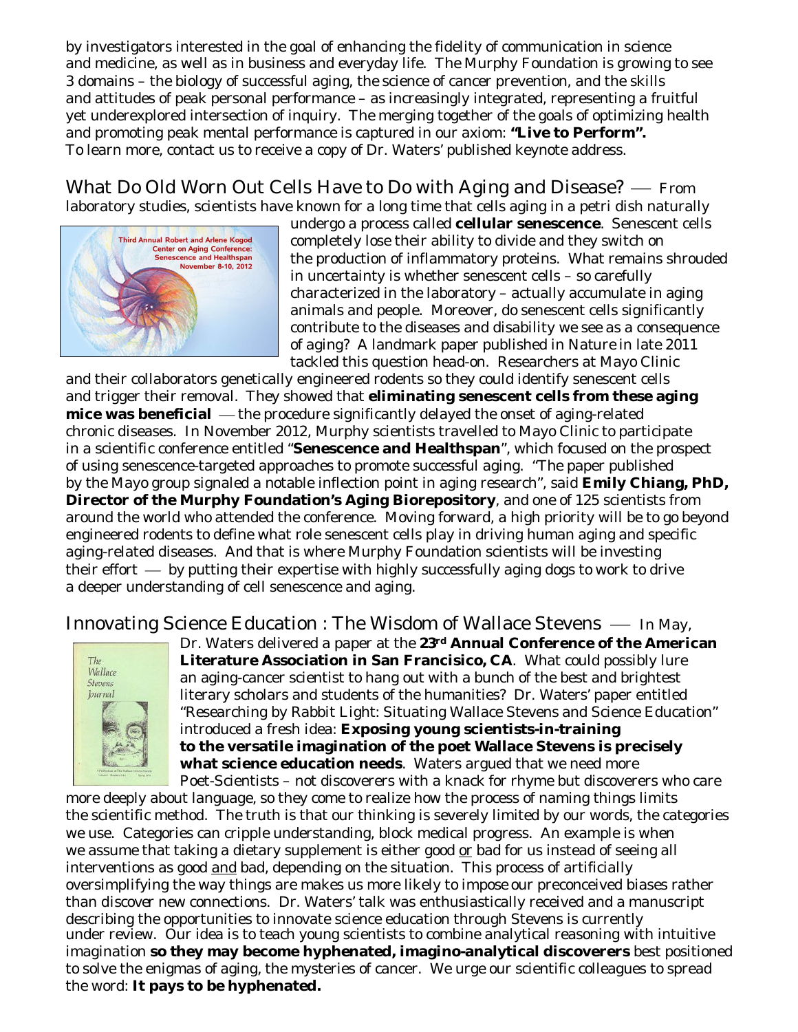by investigators interested in the goal of enhancing the fidelity of communication in science and medicine, as well as in business and everyday life. The Murphy Foundation is growing to see 3 domains – the biology of successful aging, the science of cancer prevention, and the skills and attitudes of peak personal performance – as increasingly integrated, representing a fruitful yet underexplored intersection of inquiry. The merging together of the goals of optimizing health and promoting peak mental performance is captured in our axiom: **"Live to Perform".** To learn more, contact us to receive a copy of Dr. Waters' published keynote address.

## What Do Old Worn Out Cells Have to Do with Aging and Disease?

— From laboratory studies, scientists have known for a long time that cells aging in a petri dish naturally undergo a process called **cellular senescence**. Senescent cells completely lose their ability to divide and they switch on the production of inflammatory proteins. What remains shrouded in uncertainty is whether senescent cells – so carefully characterized in the laboratory – actually accumulate in aging animals and people. Moreover, do senescent cells significantly contribute to the diseases and disability we see as a consequence of aging? A landmark paper published in Nature in late 2011 tackled this question head-on. Researchers at Mayo Clinic and their collaborators genetically engineered rodents so they could identify senescent cells and trigger their removal. They showed that **eliminating senescent cells from these aging mice was beneficial** — the procedure significantly delayed the onset of aging-related chronic diseases. In November 2012, Murphy scientists travelled to Mayo Clinic to participate in a scientific conference entitled "**Senescence and Healthspan**", which focused on the prospect of using senescence-targeted approaches to promote successful aging. "The paper published by the Mayo group signaled a notable inflection point in aging research", said **Emily Chiang, PhD, Director of the Murphy Foundation's Aging Biorepository**, and one of 125 scientists from around the world who attended the conference. Moving forward, a high priority will be to go beyond engineered rodents to define what role senescent cells play in driving human aging and specific aging-related diseases. And that is where Murphy Foundation scientists will be investing their effort — by putting their expertise with highly successfully aging dogs to work to drive a deeper understanding of cell senescence and aging.

## Innovating Science Education : The Wisdom of Wallace Stevens

— In May, Dr. Waters delivered a paper at the **23rd Annual Conference of the American Literature Association in San Francisico, CA**. What could possibly lure an aging-cancer scientist to hang out with a bunch of the best and brightest literary scholars and students of the humanities? Dr. Waters' paper entitled "Researching by Rabbit Light: Situating Wallace Stevens and Science Education" introduced a fresh idea: **Exposing young scientists-in-training to the versatile imagination of the poet Wallace Stevens is precisely what science education needs**. Waters argued that we need more Poet-Scientists – not discoverers with a knack for rhyme but discoverers who care more deeply about language, so they come to realize how the process of naming things limits the scientific method. The truth is that our thinking is severely limited by our words, the categories we use. Categories can cripple understanding, block medical progress. An example is when we assume that taking a dietary supplement is either good or bad for us instead of seeing all interventions as good and bad, depending on the situation. This process of artificially oversimplifying the way things are makes us more likely to impose our preconceived biases rather than discover new connections. Dr. Waters' talk was enthusiastically received and a manuscript describing the opportunities to innovate science education through Stevens is currently under review. Our idea is to teach young scientists to combine analytical reasoning with intuitive imagination **so they may become hyphenated, imagino-analytical discoverers** best positioned to solve the enigmas of aging, the mysteries of cancer. We urge our scientific colleagues to spread the word: **It pays to be hyphenated.**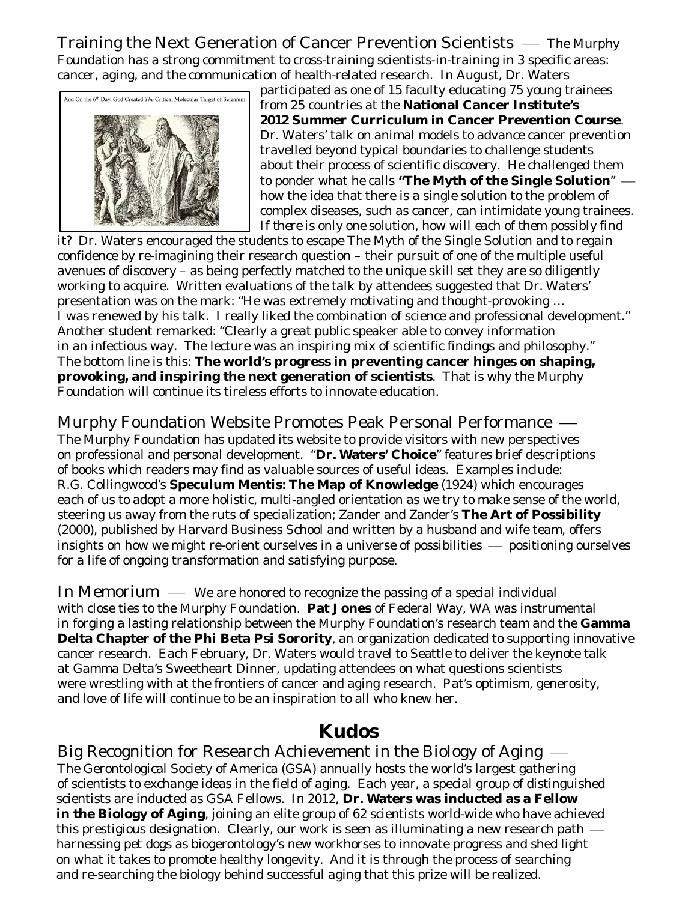Training the Next Generation of Cancer Prevention Scientists — The Murphy Foundation has a strong commitment to cross-training scientists-in-training in 3 specific areas: cancer, aging, and the communication of health-related research. In August, Dr. Waters participated as one of 15 faculty educating 75 young trainees from 25 countries at the **National Cancer Institute's 2012 Summer Curriculum in Cancer Prevention Course**. Dr. Waters' talk on animal models to advance cancer prevention travelled beyond typical boundaries to challenge students about their process of scientific discovery. He challenged them to ponder what he calls **"The Myth of the Single Solution"** — how the idea that there is a single solution to the problem of complex diseases, such as cancer, can intimidate young trainees. *If there is only one solution, how will each of them possibly find it?* Dr. Waters encouraged the students to escape The Myth of the Single Solution and to regain confidence by re-imagining their research question – their pursuit of one of the multiple useful avenues of discovery – as being perfectly matched to the unique skill set they are so diligently working to acquire. Written evaluations of the talk by attendees suggested that Dr. Waters' presentation was on the mark: "He was extremely motivating and thought-provoking … I was renewed by his talk. I really liked the combination of science and professional development." Another student remarked: "Clearly a great public speaker able to convey information in an infectious way. The lecture was an inspiring mix of scientific findings and philosophy." The bottom line is this: **The world's progress in preventing cancer hinges on shaping, provoking, and inspiring the next generation of scientists**. That is why the Murphy Foundation will continue its tireless efforts to innovate education.

Murphy Foundation Website Promotes Peak Personal Performance — The Murphy Foundation has updated its website to provide visitors with new perspectives on professional and personal development. "**Dr. Waters' Choice**" features brief descriptions of books which readers may find as valuable sources of useful ideas. Examples include: R.G. Collingwood's **Speculum Mentis: The Map of Knowledge** (1924) which encourages each of us to adopt a more holistic, multi-angled orientation as we try to make sense of the world, steering us away from the ruts of specialization; Zander and Zander's **The Art of Possibility** (2000), published by Harvard Business School and written by a husband and wife team, offers insights on how we might re-orient ourselves in a universe of possibilities — positioning ourselves for a life of ongoing transformation and satisfying purpose.

In Memorium — We are honored to recognize the passing of a special individual with close ties to the Murphy Foundation. **Pat Jones** of Federal Way, WA was instrumental in forging a lasting relationship between the Murphy Foundation's research team and the **Gamma Delta Chapter of the Phi Beta Psi Sorority**, an organization dedicated to supporting innovative cancer research. Each February, Dr. Waters would travel to Seattle to deliver the keynote talk at Gamma Delta's Sweetheart Dinner, updating attendees on what questions scientists were wrestling with at the frontiers of cancer and aging research. Pat's optimism, generosity, and love of life will continue to be an inspiration to all who knew her.

# Kudos

Big Recognition for Research Achievement in the Biology of Aging — The Gerontological Society of America (GSA) annually hosts the world's largest gathering of scientists to exchange ideas in the field of aging. Each year, a special group of distinguished scientists are inducted as GSA Fellows. In 2012, **Dr. Waters was inducted as a Fellow in the Biology of Aging**, joining an elite group of 62 scientists world-wide who have achieved this prestigious designation. Clearly, our work is seen as illuminating a new research path — harnessing pet dogs as biogerontology's new workhorses to innovate progress and shed light on what it takes to promote healthy longevity. And it is through the process of searching and re-searching the biology behind successful aging that this prize will be realized.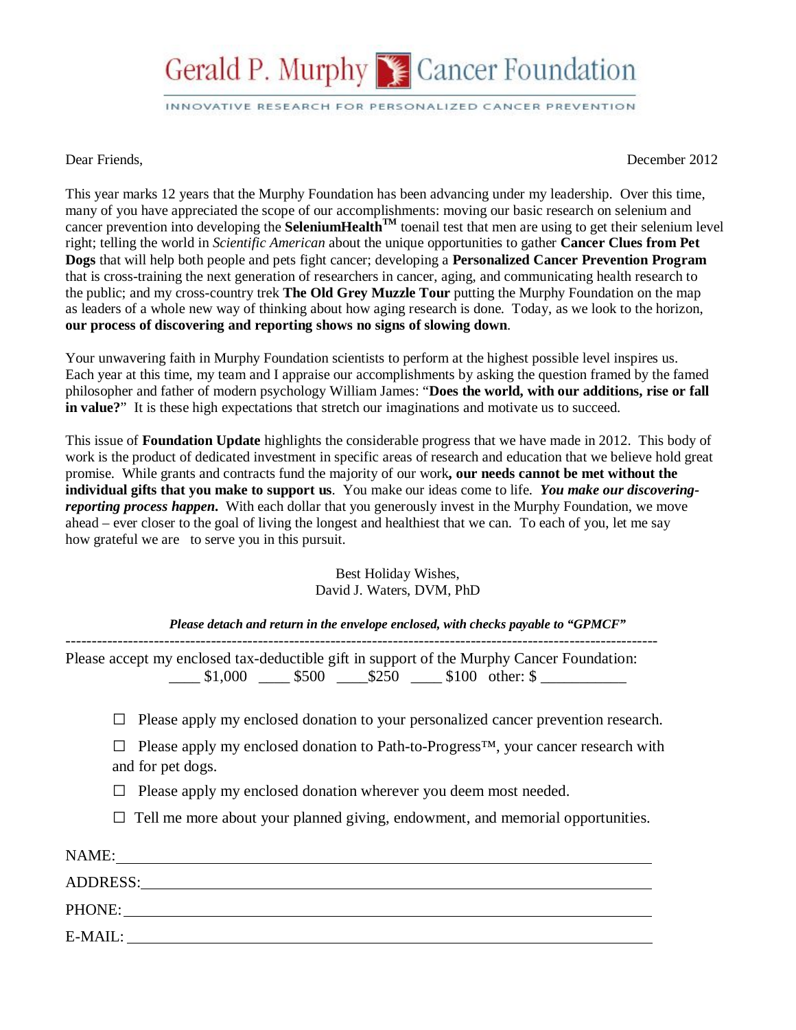# Gerald P. Murphy Cancer Foundation

INNOVATIVE RESEARCH FOR PERSONALIZED CANCER PREVENTION

Dear Friends, December 2012

This year marks 12 years that the Murphy Foundation has been advancing under my leadership. Over this time, many of you have appreciated the scope of our accomplishments: moving our basic research on selenium and cancer prevention into developing the **SeleniumHealth™** toenail test that men are using to get their selenium level right; telling the world in *Scientific American* about the unique opportunities to gather **Cancer Clues from Pet Dogs** that will help both people and pets fight cancer; developing a **Personalized Cancer Prevention Program** that is cross-training the next generation of researchers in cancer, aging, and communicating health research to the public; and my cross-country trek **The Old Grey Muzzle Tour** putting the Murphy Foundation on the map as leaders of a whole new way of thinking about how aging research is done. Today, as we look to the horizon, **our process of discovering and reporting shows no signs of slowing down**.

Your unwavering faith in Murphy Foundation scientists to perform at the highest possible level inspires us. Each year at this time, my team and I appraise our accomplishments by asking the question framed by the famed philosopher and father of modern psychology William James: "**Does the world, with our additions, rise or fall in value?**" It is these high expectations that stretch our imaginations and motivate us to succeed.

This issue of **Foundation Update** highlights the considerable progress that we have made in 2012. This body of work is the product of dedicated investment in specific areas of research and education that we believe hold great promise. While grants and contracts fund the majority of our work**, our needs cannot be met without the individual gifts that you make to support us**. You make our ideas come to life. ***You make our discovering-reporting process happen.*** With each dollar that you generously invest in the Murphy Foundation, we move ahead – ever closer to the goal of living the longest and healthiest that we can. To each of you, let me say how grateful we are to serve you in this pursuit.

Best Holiday Wishes,
David J. Waters, DVM, PhD

***Please detach and return in the envelope enclosed, with checks payable to "GPMCF"***

---

Please accept my enclosed tax-deductible gift in support of the Murphy Cancer Foundation:

____ $1,000 ____ $500 ____$250 ____ $100 other: $ ___________

☐ Please apply my enclosed donation to your personalized cancer prevention research.

☐ Please apply my enclosed donation to Path-to-Progress™, your cancer research with and for pet dogs.

☐ Please apply my enclosed donation wherever you deem most needed.

☐ Tell me more about your planned giving, endowment, and memorial opportunities.

NAME: ____________________

ADDRESS: ____________________

PHONE: ____________________

E-MAIL: ____________________